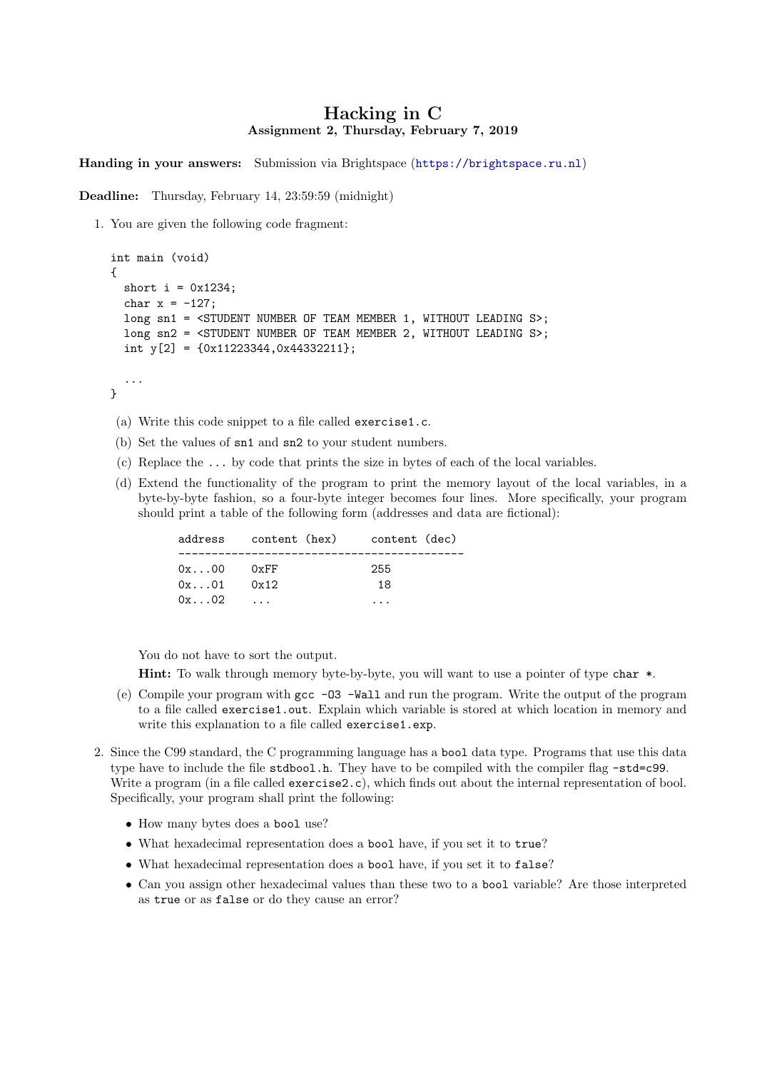# Hacking in C

**Assignment 2, Thursday, February 7, 2019**

**Handing in your answers:** Submission via Brightspace (https://brightspace.ru.nl)

**Deadline:** Thursday, February 14, 23:59:59 (midnight)

1. You are given the following code fragment:

```
int main (void)
{
  short i = 0x1234;
  char x = -127;
  long sn1 = <STUDENT NUMBER OF TEAM MEMBER 1, WITHOUT LEADING S>;
  long sn2 = <STUDENT NUMBER OF TEAM MEMBER 2, WITHOUT LEADING S>;
  int y[2] = {0x11223344,0x44332211};

  ...
}
```

   (a) Write this code snippet to a file called `exercise1.c`.

   (b) Set the values of `sn1` and `sn2` to your student numbers.

   (c) Replace the `...` by code that prints the size in bytes of each of the local variables.

   (d) Extend the functionality of the program to print the memory layout of the local variables, in a byte-by-byte fashion, so a four-byte integer becomes four lines. More specifically, your program should print a table of the following form (addresses and data are fictional):

```
address    content (hex)     content (dec)
-------------------------------------------
0x...00    0xFF              255
0x...01    0x12               18
0x...02    ...               ...
```

   You do not have to sort the output.

   **Hint:** To walk through memory byte-by-byte, you will want to use a pointer of type `char *`.

   (e) Compile your program with `gcc -O3 -Wall` and run the program. Write the output of the program to a file called `exercise1.out`. Explain which variable is stored at which location in memory and write this explanation to a file called `exercise1.exp`.

2. Since the C99 standard, the C programming language has a `bool` data type. Programs that use this data type have to include the file `stdbool.h`. They have to be compiled with the compiler flag `-std=c99`. Write a program (in a file called `exercise2.c`), which finds out about the internal representation of bool. Specifically, your program shall print the following:

   - How many bytes does a `bool` use?
   - What hexadecimal representation does a `bool` have, if you set it to `true`?
   - What hexadecimal representation does a `bool` have, if you set it to `false`?
   - Can you assign other hexadecimal values than these two to a `bool` variable? Are those interpreted as `true` or as `false` or do they cause an error?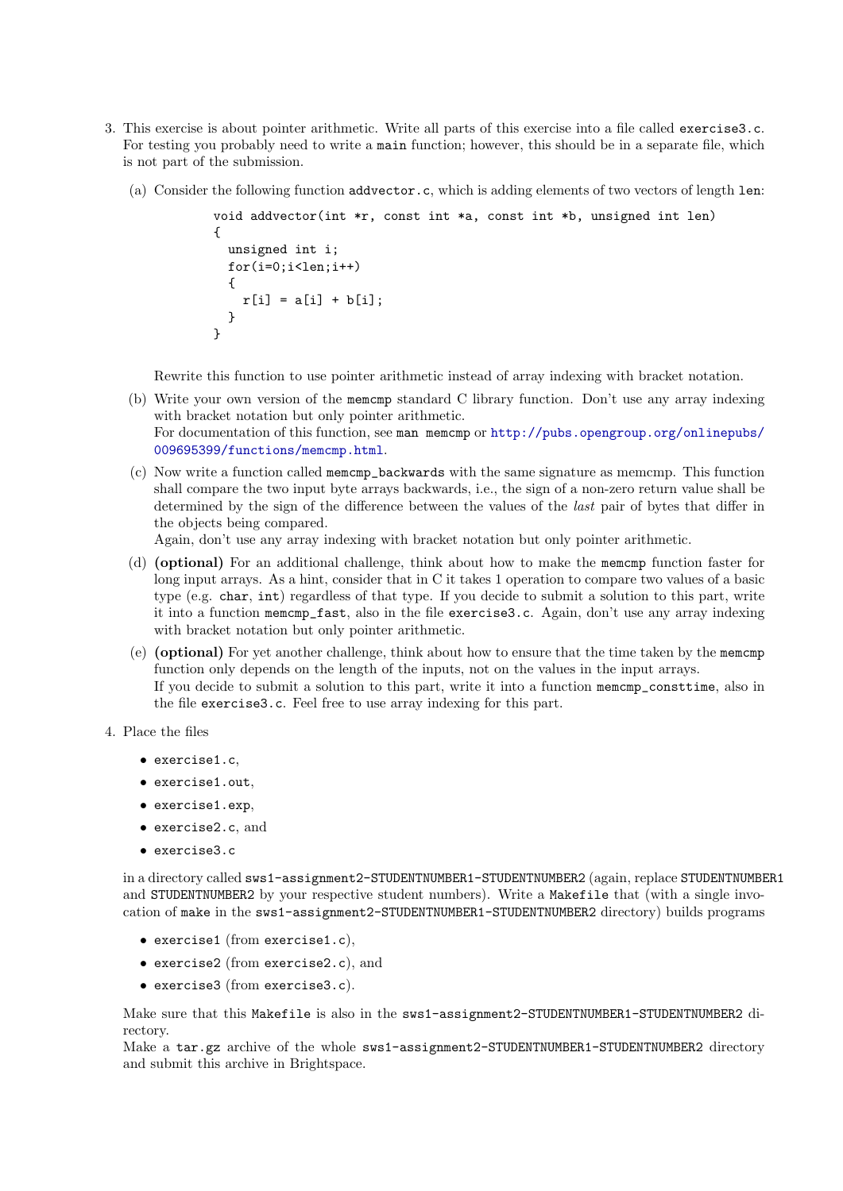3. This exercise is about pointer arithmetic. Write all parts of this exercise into a file called `exercise3.c`. For testing you probably need to write a `main` function; however, this should be in a separate file, which is not part of the submission.

   (a) Consider the following function `addvector.c`, which is adding elements of two vectors of length `len`:

   ```
   void addvector(int *r, const int *a, const int *b, unsigned int len)
   {
     unsigned int i;
     for(i=0;i<len;i++)
     {
       r[i] = a[i] + b[i];
     }
   }
   ```

   Rewrite this function to use pointer arithmetic instead of array indexing with bracket notation.

   (b) Write your own version of the `memcmp` standard C library function. Don't use any array indexing with bracket notation but only pointer arithmetic.
   For documentation of this function, see `man memcmp` or http://pubs.opengroup.org/onlinepubs/009695399/functions/memcmp.html.

   (c) Now write a function called `memcmp_backwards` with the same signature as memcmp. This function shall compare the two input byte arrays backwards, i.e., the sign of a non-zero return value shall be determined by the sign of the difference between the values of the *last* pair of bytes that differ in the objects being compared.
   Again, don't use any array indexing with bracket notation but only pointer arithmetic.

   (d) **(optional)** For an additional challenge, think about how to make the `memcmp` function faster for long input arrays. As a hint, consider that in C it takes 1 operation to compare two values of a basic type (e.g. `char`, `int`) regardless of that type. If you decide to submit a solution to this part, write it into a function `memcmp_fast`, also in the file `exercise3.c`. Again, don't use any array indexing with bracket notation but only pointer arithmetic.

   (e) **(optional)** For yet another challenge, think about how to ensure that the time taken by the `memcmp` function only depends on the length of the inputs, not on the values in the input arrays.
   If you decide to submit a solution to this part, write it into a function `memcmp_consttime`, also in the file `exercise3.c`. Feel free to use array indexing for this part.

4. Place the files

   - `exercise1.c`,
   - `exercise1.out`,
   - `exercise1.exp`,
   - `exercise2.c`, and
   - `exercise3.c`

   in a directory called `sws1-assignment2-STUDENTNUMBER1-STUDENTNUMBER2` (again, replace `STUDENTNUMBER1` and `STUDENTNUMBER2` by your respective student numbers). Write a `Makefile` that (with a single invocation of `make` in the `sws1-assignment2-STUDENTNUMBER1-STUDENTNUMBER2` directory) builds programs

   - `exercise1` (from `exercise1.c`),
   - `exercise2` (from `exercise2.c`), and
   - `exercise3` (from `exercise3.c`).

   Make sure that this `Makefile` is also in the `sws1-assignment2-STUDENTNUMBER1-STUDENTNUMBER2` directory.
   Make a `tar.gz` archive of the whole `sws1-assignment2-STUDENTNUMBER1-STUDENTNUMBER2` directory and submit this archive in Brightspace.